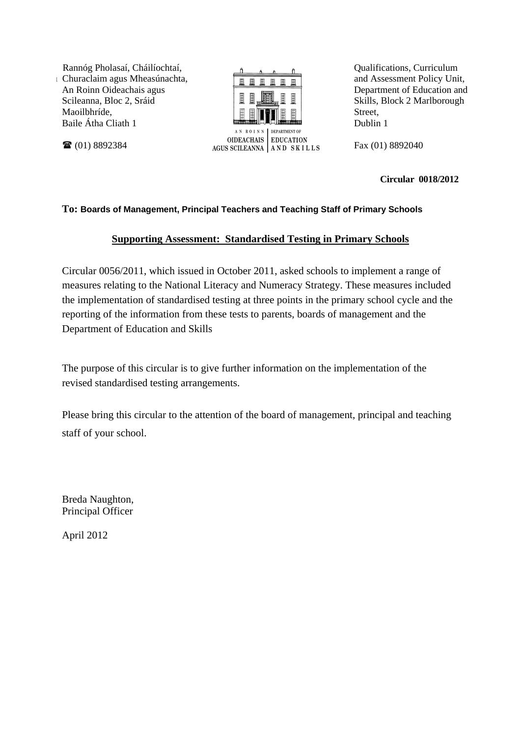Rannóg Pholasaí, Cháilíochtaí,
Churaclaim agus Mheasúnachta,
An Roinn Oideachais agus
Scileanna, Bloc 2, Sráid
Maoilbhríde,
Baile Átha Cliath 1

☎ (01) 8892384

AN ROINN OIDEACHAIS AGUS SCILEANNA | DEPARTMENT OF EDUCATION AND SKILLS

Qualifications, Curriculum
and Assessment Policy Unit,
Department of Education and
Skills, Block 2 Marlborough
Street,
Dublin 1

Fax (01) 8892040

**Circular 0018/2012**

**To: Boards of Management, Principal Teachers and Teaching Staff of Primary Schools**

**Supporting Assessment: Standardised Testing in Primary Schools**

Circular 0056/2011, which issued in October 2011, asked schools to implement a range of measures relating to the National Literacy and Numeracy Strategy. These measures included the implementation of standardised testing at three points in the primary school cycle and the reporting of the information from these tests to parents, boards of management and the Department of Education and Skills

The purpose of this circular is to give further information on the implementation of the revised standardised testing arrangements.

Please bring this circular to the attention of the board of management, principal and teaching staff of your school.

Breda Naughton,
Principal Officer

April 2012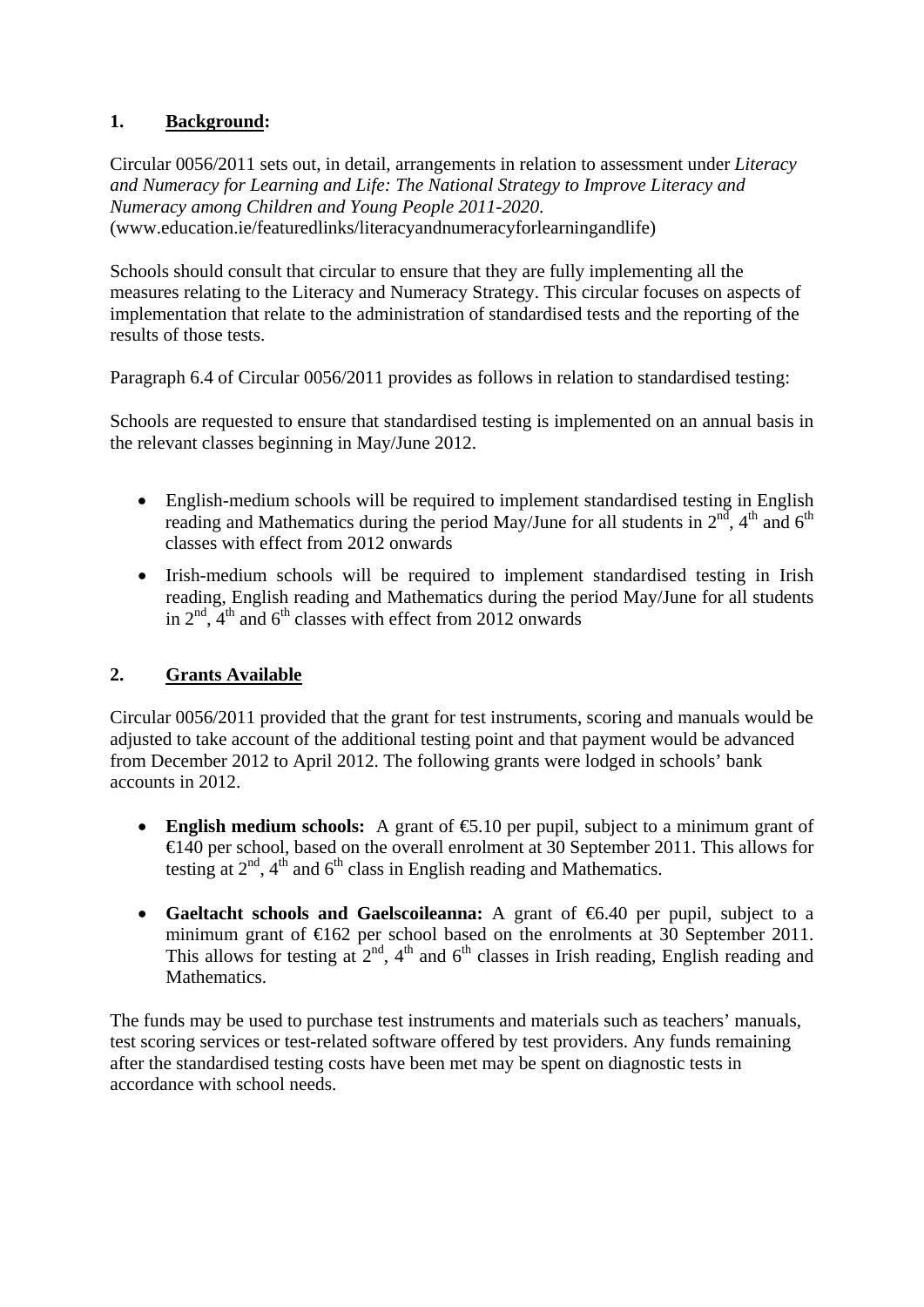## 1. Background:

Circular 0056/2011 sets out, in detail, arrangements in relation to assessment under *Literacy and Numeracy for Learning and Life: The National Strategy to Improve Literacy and Numeracy among Children and Young People 2011-2020.* (www.education.ie/featuredlinks/literacyandnumeracyforlearningandlife)

Schools should consult that circular to ensure that they are fully implementing all the measures relating to the Literacy and Numeracy Strategy. This circular focuses on aspects of implementation that relate to the administration of standardised tests and the reporting of the results of those tests.

Paragraph 6.4 of Circular 0056/2011 provides as follows in relation to standardised testing:

Schools are requested to ensure that standardised testing is implemented on an annual basis in the relevant classes beginning in May/June 2012.

- English-medium schools will be required to implement standardised testing in English reading and Mathematics during the period May/June for all students in 2nd, 4th and 6th classes with effect from 2012 onwards
- Irish-medium schools will be required to implement standardised testing in Irish reading, English reading and Mathematics during the period May/June for all students in 2nd, 4th and 6th classes with effect from 2012 onwards

## 2. Grants Available

Circular 0056/2011 provided that the grant for test instruments, scoring and manuals would be adjusted to take account of the additional testing point and that payment would be advanced from December 2012 to April 2012. The following grants were lodged in schools' bank accounts in 2012.

- **English medium schools:** A grant of €5.10 per pupil, subject to a minimum grant of €140 per school, based on the overall enrolment at 30 September 2011. This allows for testing at 2nd, 4th and 6th class in English reading and Mathematics.
- **Gaeltacht schools and Gaelscoileanna:** A grant of €6.40 per pupil, subject to a minimum grant of €162 per school based on the enrolments at 30 September 2011. This allows for testing at 2nd, 4th and 6th classes in Irish reading, English reading and Mathematics.

The funds may be used to purchase test instruments and materials such as teachers' manuals, test scoring services or test-related software offered by test providers. Any funds remaining after the standardised testing costs have been met may be spent on diagnostic tests in accordance with school needs.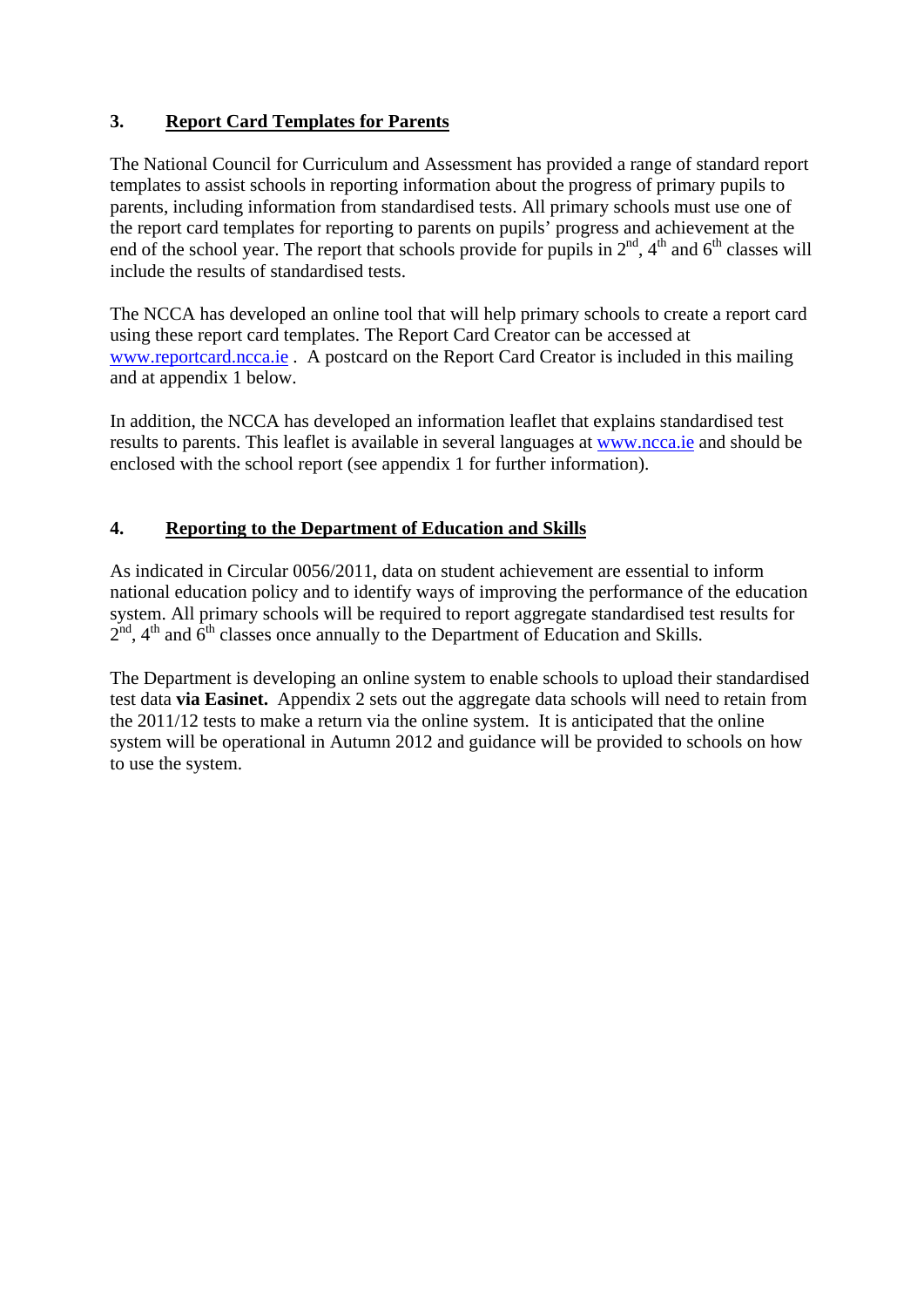## 3. Report Card Templates for Parents

The National Council for Curriculum and Assessment has provided a range of standard report templates to assist schools in reporting information about the progress of primary pupils to parents, including information from standardised tests. All primary schools must use one of the report card templates for reporting to parents on pupils' progress and achievement at the end of the school year. The report that schools provide for pupils in 2nd, 4th and 6th classes will include the results of standardised tests.

The NCCA has developed an online tool that will help primary schools to create a report card using these report card templates. The Report Card Creator can be accessed at www.reportcard.ncca.ie . A postcard on the Report Card Creator is included in this mailing and at appendix 1 below.

In addition, the NCCA has developed an information leaflet that explains standardised test results to parents. This leaflet is available in several languages at www.ncca.ie and should be enclosed with the school report (see appendix 1 for further information).

## 4. Reporting to the Department of Education and Skills

As indicated in Circular 0056/2011, data on student achievement are essential to inform national education policy and to identify ways of improving the performance of the education system. All primary schools will be required to report aggregate standardised test results for 2nd, 4th and 6th classes once annually to the Department of Education and Skills.

The Department is developing an online system to enable schools to upload their standardised test data **via Easinet.** Appendix 2 sets out the aggregate data schools will need to retain from the 2011/12 tests to make a return via the online system. It is anticipated that the online system will be operational in Autumn 2012 and guidance will be provided to schools on how to use the system.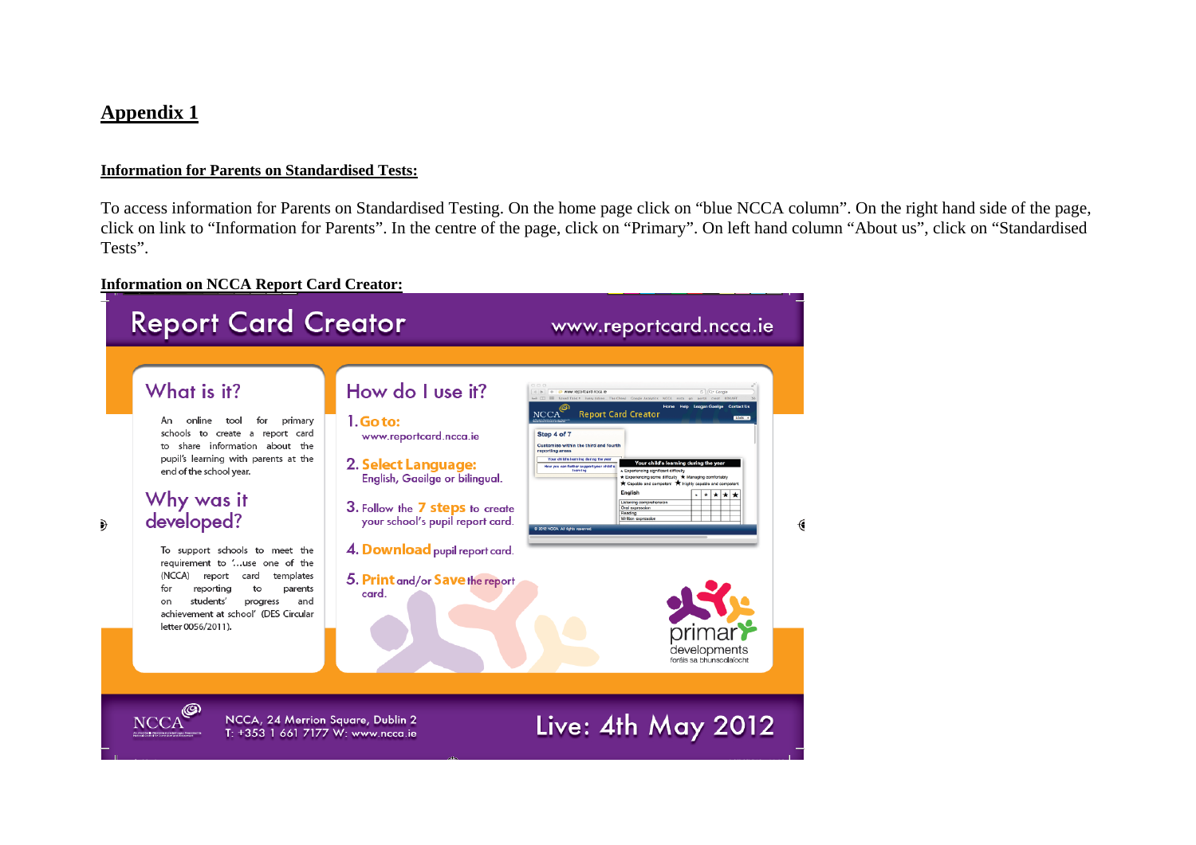# Appendix 1

**Information for Parents on Standardised Tests:**

To access information for Parents on Standardised Testing. On the home page click on "blue NCCA column". On the right hand side of the page, click on link to "Information for Parents". In the centre of the page, click on "Primary". On left hand column "About us", click on "Standardised Tests".

**Information on NCCA Report Card Creator:**

## Report Card Creator

www.reportcard.ncca.ie

### What is it?

An online tool for primary schools to create a report card to share information about the pupil's learning with parents at the end of the school year.

### Why was it developed?

To support schools to meet the requirement to '...use one of the (NCCA) report card templates for reporting to parents on students' progress and achievement at school' (DES Circular letter 0056/2011).

### How do I use it?

1. **Go to:** www.reportcard.ncca.ie
2. **Select Language:** English, Gaeilge or bilingual.
3. Follow the **7 steps** to create your school's pupil report card.
4. **Download** pupil report card.
5. **Print** and/or **Save** the report card.

primary developments
forás sa bhunscolaíocht

NCCA, 24 Merrion Square, Dublin 2
T: +353 1 661 7177 W: www.ncca.ie

**Live: 4th May 2012**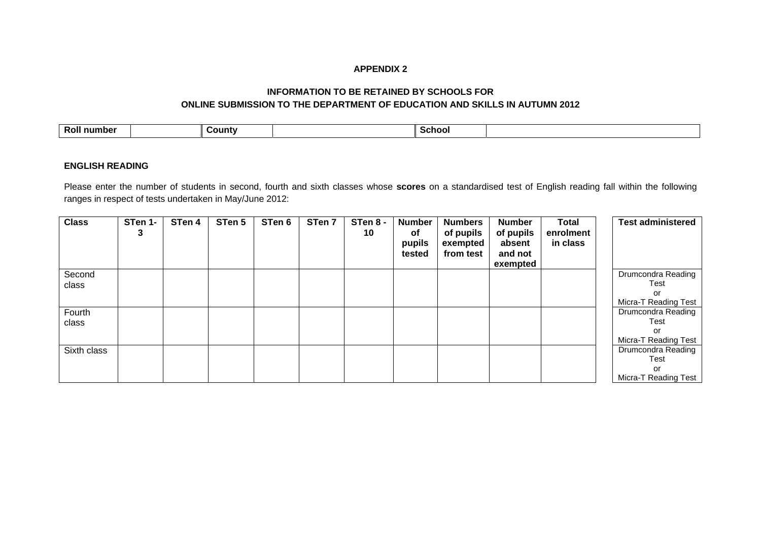**APPENDIX 2**

**INFORMATION TO BE RETAINED BY SCHOOLS FOR ONLINE SUBMISSION TO THE DEPARTMENT OF EDUCATION AND SKILLS IN AUTUMN 2012**

| Roll number | | County | | School | |
|---|---|---|---|---|---|

**ENGLISH READING**

Please enter the number of students in second, fourth and sixth classes whose **scores** on a standardised test of English reading fall within the following ranges in respect of tests undertaken in May/June 2012:

| Class | STen 1-3 | STen 4 | STen 5 | STen 6 | STen 7 | STen 8 - 10 | Number of pupils tested | Numbers of pupils exempted from test | Number of pupils absent and not exempted | Total enrolment in class | Test administered |
|---|---|---|---|---|---|---|---|---|---|---|---|
| Second class | | | | | | | | | | | Drumcondra Reading Test or Micra-T Reading Test |
| Fourth class | | | | | | | | | | | Drumcondra Reading Test or Micra-T Reading Test |
| Sixth class | | | | | | | | | | | Drumcondra Reading Test or Micra-T Reading Test |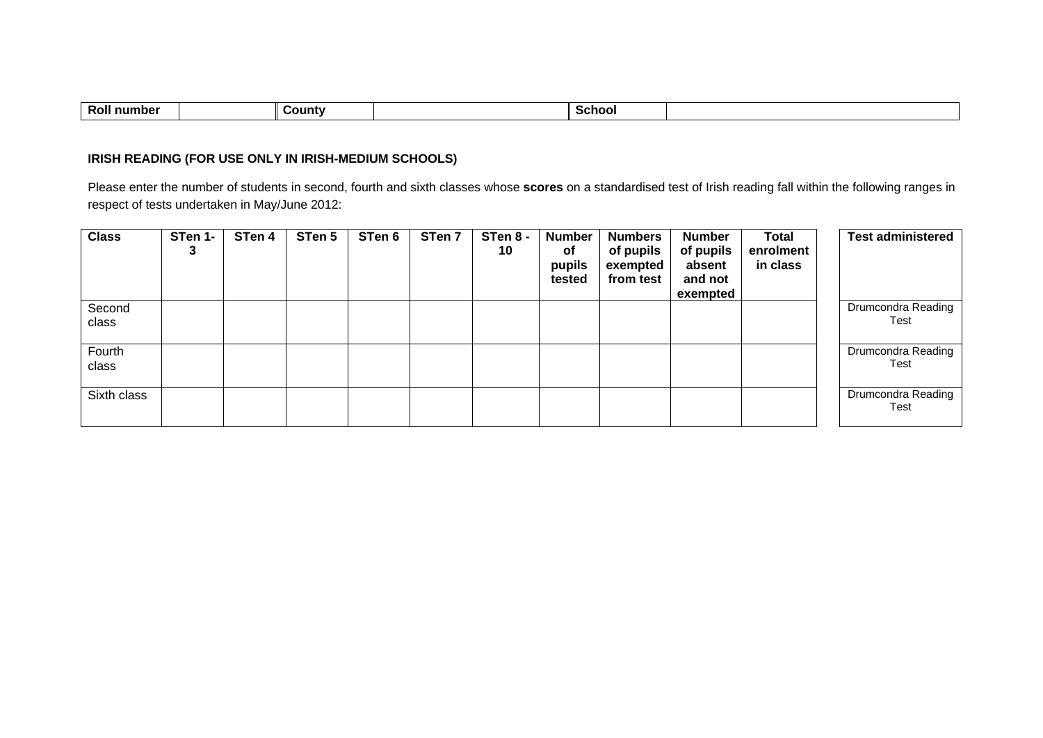| Roll number | | County | | School | |
|---|---|---|---|---|---|

**IRISH READING (FOR USE ONLY IN IRISH-MEDIUM SCHOOLS)**

Please enter the number of students in second, fourth and sixth classes whose **scores** on a standardised test of Irish reading fall within the following ranges in respect of tests undertaken in May/June 2012:

| Class | STen 1-3 | STen 4 | STen 5 | STen 6 | STen 7 | STen 8 - 10 | Number of pupils tested | Numbers of pupils exempted from test | Number of pupils absent and not exempted | Total enrolment in class | Test administered |
|---|---|---|---|---|---|---|---|---|---|---|---|
| Second class | | | | | | | | | | | Drumcondra Reading Test |
| Fourth class | | | | | | | | | | | Drumcondra Reading Test |
| Sixth class | | | | | | | | | | | Drumcondra Reading Test |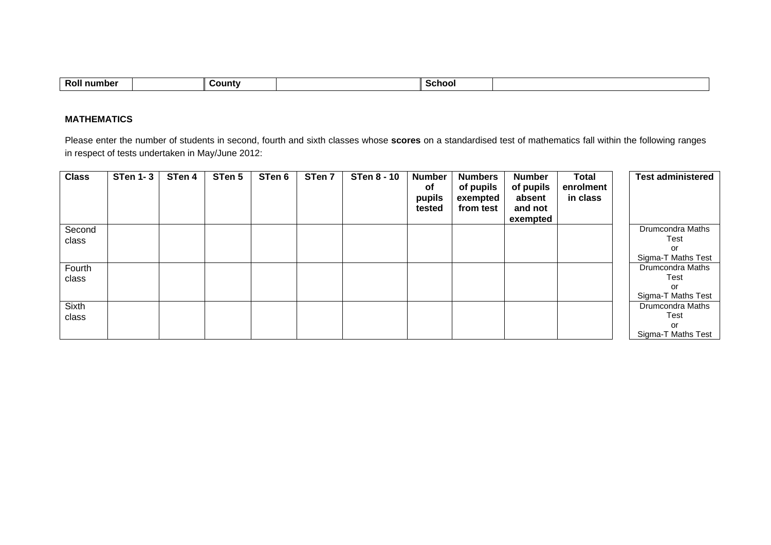| Roll number | | County | | School | |
|---|---|---|---|---|---|

**MATHEMATICS**

Please enter the number of students in second, fourth and sixth classes whose **scores** on a standardised test of mathematics fall within the following ranges in respect of tests undertaken in May/June 2012:

| Class | STen 1- 3 | STen 4 | STen 5 | STen 6 | STen 7 | STen 8 - 10 | Number of pupils tested | Numbers of pupils exempted from test | Number of pupils absent and not exempted | Total enrolment in class |
|---|---|---|---|---|---|---|---|---|---|---|
| Second class | | | | | | | | | | |
| Fourth class | | | | | | | | | | |
| Sixth class | | | | | | | | | | |

| Test administered |
|---|
| Drumcondra Maths Test or Sigma-T Maths Test |
| Drumcondra Maths Test or Sigma-T Maths Test |
| Drumcondra Maths Test or Sigma-T Maths Test |